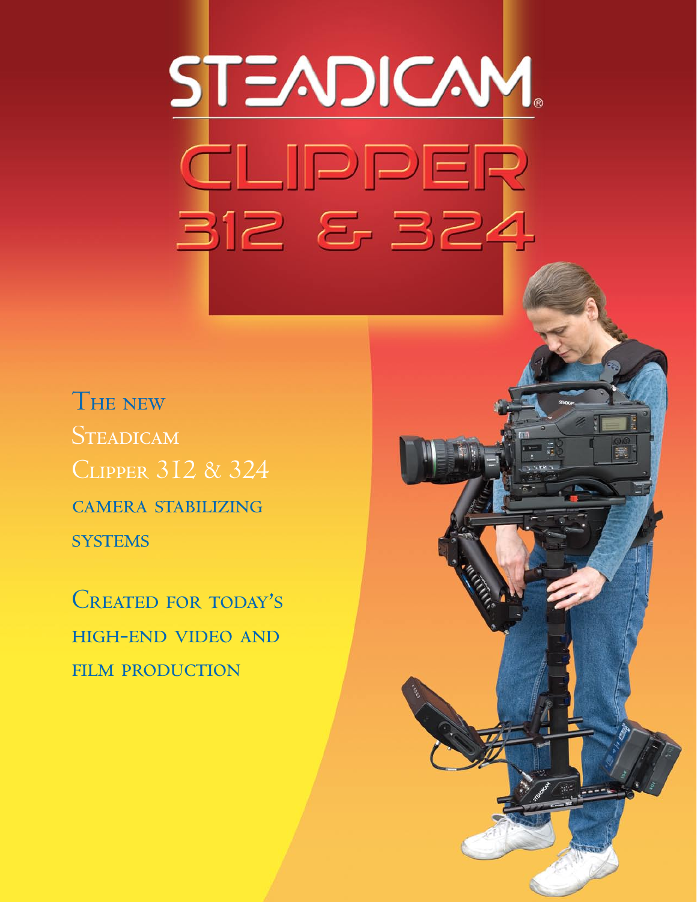# STEADICAM®

# CLIPPER 312 & 324

THE NEW STEADICAM CLIPPER 312 & 324 CAMERA STABILIZING SYSTEMS

CREATED FOR TODAY'S HIGH-END VIDEO AND FILM PRODUCTION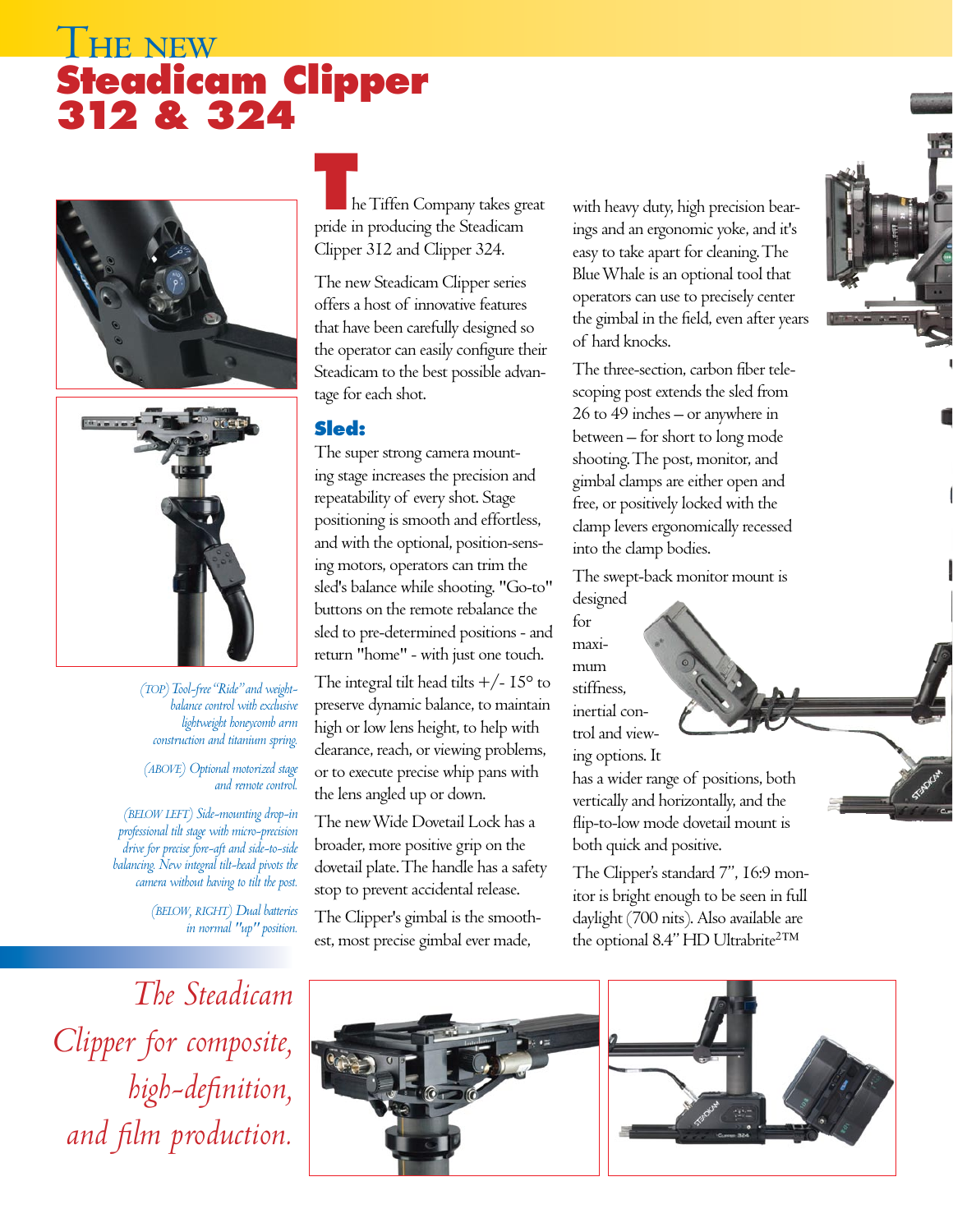# THE NEW **Steadicam Clipper 312 & 324**

*(TOP) Tool-free "Ride" and weight-balance control with exclusive lightweight honeycomb arm construction and titanium spring.*

*(ABOVE) Optional motorized stage and remote control.*

*(BELOW LEFT) Side-mounting drop-in professional tilt stage with micro-precision drive for precise fore-aft and side-to-side balancing. New integral tilt-head pivots the camera without having to tilt the post.*

*(BELOW, RIGHT) Dual batteries in normal "up" position.*

The Tiffen Company takes great pride in producing the Steadicam Clipper 312 and Clipper 324.

The new Steadicam Clipper series offers a host of innovative features that have been carefully designed so the operator can easily configure their Steadicam to the best possible advantage for each shot.

## Sled:

The super strong camera mounting stage increases the precision and repeatability of every shot. Stage positioning is smooth and effortless, and with the optional, position-sensing motors, operators can trim the sled's balance while shooting. "Go-to" buttons on the remote rebalance the sled to pre-determined positions - and return "home" - with just one touch.

The integral tilt head tilts +/- 15° to preserve dynamic balance, to maintain high or low lens height, to help with clearance, reach, or viewing problems, or to execute precise whip pans with the lens angled up or down.

The new Wide Dovetail Lock has a broader, more positive grip on the dovetail plate. The handle has a safety stop to prevent accidental release.

The Clipper's gimbal is the smoothest, most precise gimbal ever made, with heavy duty, high precision bearings and an ergonomic yoke, and it's easy to take apart for cleaning. The Blue Whale is an optional tool that operators can use to precisely center the gimbal in the field, even after years of hard knocks.

The three-section, carbon fiber telescoping post extends the sled from 26 to 49 inches – or anywhere in between – for short to long mode shooting. The post, monitor, and gimbal clamps are either open and free, or positively locked with the clamp levers ergonomically recessed into the clamp bodies.

The swept-back monitor mount is designed for maximum stiffness, inertial control and viewing options. It has a wider range of positions, both vertically and horizontally, and the flip-to-low mode dovetail mount is both quick and positive.

The Clipper's standard 7", 16:9 monitor is bright enough to be seen in full daylight (700 nits). Also available are the optional 8.4" HD Ultrabrite2™

*The Steadicam Clipper for composite, high-definition, and film production.*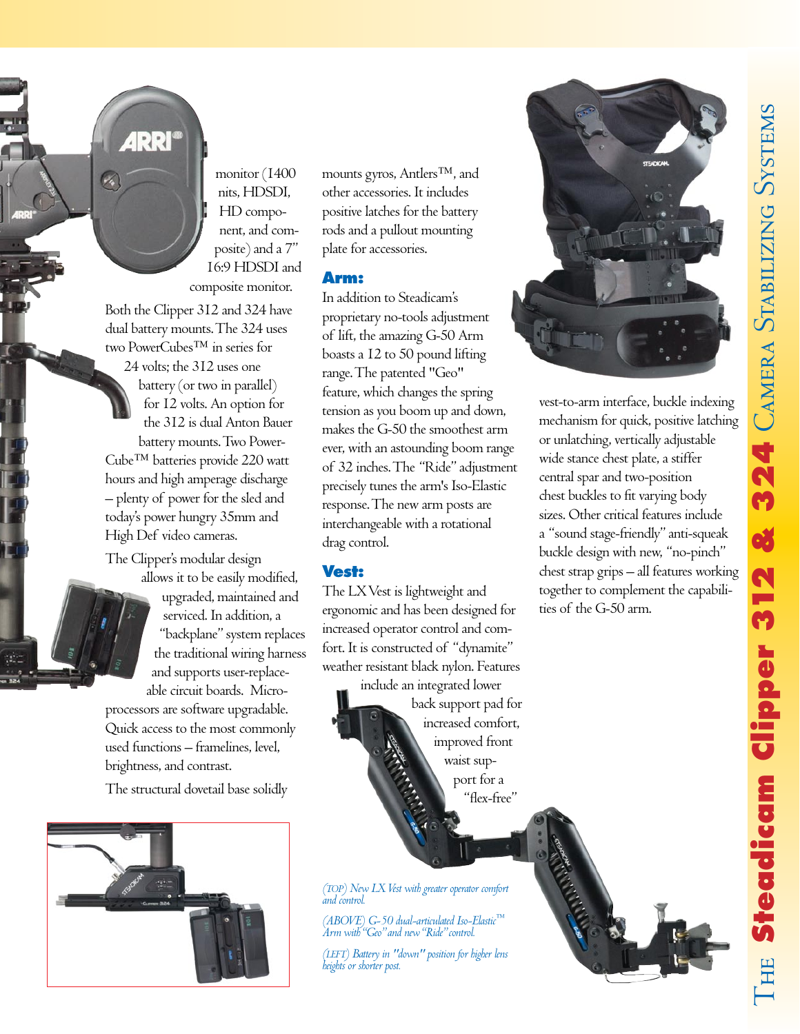monitor (1400 nits, HDSDI, HD component, and composite) and a 7" 16:9 HDSDI and composite monitor.

Both the Clipper 312 and 324 have dual battery mounts. The 324 uses two PowerCubes™ in series for 24 volts; the 312 uses one battery (or two in parallel) for 12 volts. An option for the 312 is dual Anton Bauer battery mounts. Two PowerCube™ batteries provide 220 watt hours and high amperage discharge – plenty of power for the sled and today's power hungry 35mm and High Def video cameras.

The Clipper's modular design allows it to be easily modified, upgraded, maintained and serviced. In addition, a "backplane" system replaces the traditional wiring harness and supports user-replaceable circuit boards. Microprocessors are software upgradable. Quick access to the most commonly used functions – framelines, level, brightness, and contrast.

The structural dovetail base solidly mounts gyros, Antlers™, and other accessories. It includes positive latches for the battery rods and a pullout mounting plate for accessories.

## Arm:

In addition to Steadicam's proprietary no-tools adjustment of lift, the amazing G-50 Arm boasts a 12 to 50 pound lifting range. The patented "Geo" feature, which changes the spring tension as you boom up and down, makes the G-50 the smoothest arm ever, with an astounding boom range of 32 inches. The "Ride" adjustment precisely tunes the arm's Iso-Elastic response. The new arm posts are interchangeable with a rotational drag control.

## Vest:

The LX Vest is lightweight and ergonomic and has been designed for increased operator control and comfort. It is constructed of "dynamite" weather resistant black nylon. Features include an integrated lower back support pad for increased comfort, improved front waist support for a "flex-free" vest-to-arm interface, buckle indexing mechanism for quick, positive latching or unlatching, vertically adjustable wide stance chest plate, a stiffer central spar and two-position chest buckles to fit varying body sizes. Other critical features include a "sound stage-friendly" anti-squeak buckle design with new, "no-pinch" chest strap grips – all features working together to complement the capabilities of the G-50 arm.

*(TOP) New LX Vest with greater operator comfort and control.*

*(ABOVE) G-50 dual-articulated Iso-Elastic™ Arm with "Geo" and new "Ride" control.*

*(LEFT) Battery in "down" position for higher lens heights or shorter post.*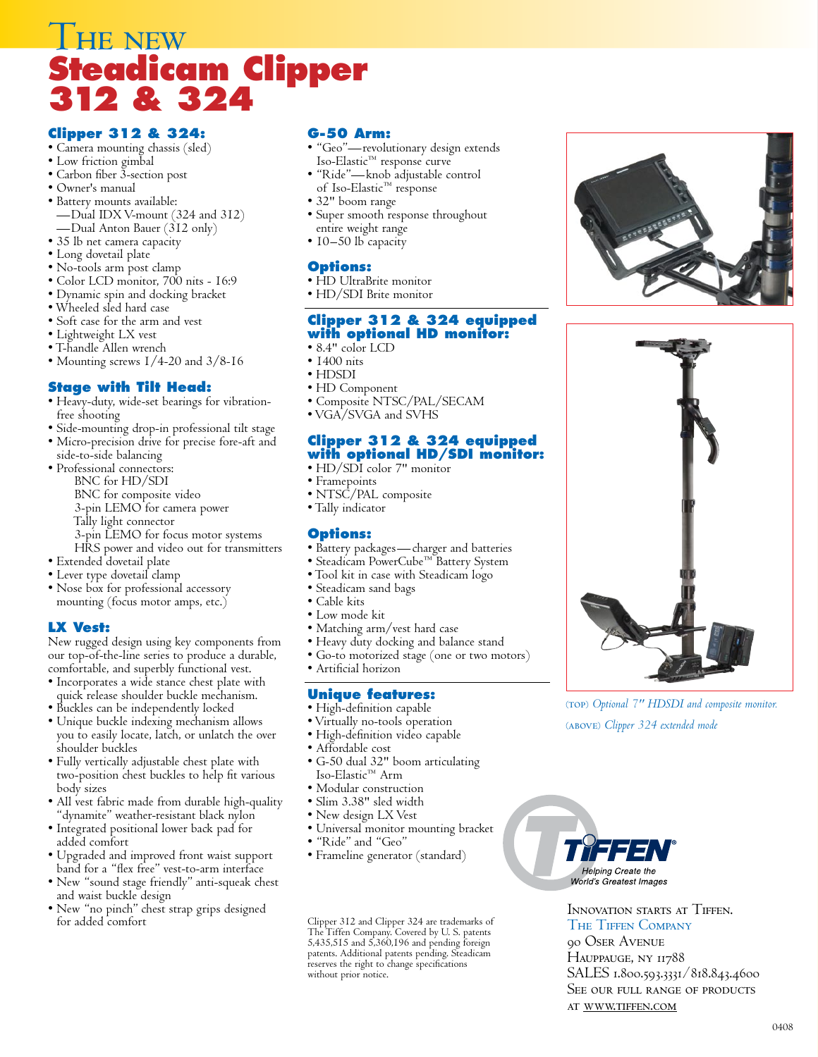# The new Steadicam Clipper 312 & 324

## Clipper 312 & 324:

- Camera mounting chassis (sled)
- Low friction gimbal
- Carbon fiber 3-section post
- Owner's manual
- Battery mounts available:
  - —Dual IDX V-mount (324 and 312)
  - —Dual Anton Bauer (312 only)
- 35 lb net camera capacity
- Long dovetail plate
- No-tools arm post clamp
- Color LCD monitor, 700 nits - 16:9
- Dynamic spin and docking bracket
- Wheeled sled hard case
- Soft case for the arm and vest
- Lightweight LX vest
- T-handle Allen wrench
- Mounting screws 1/4-20 and 3/8-16

## Stage with Tilt Head:

- Heavy-duty, wide-set bearings for vibration-free shooting
- Side-mounting drop-in professional tilt stage
- Micro-precision drive for precise fore-aft and side-to-side balancing
- Professional connectors:
  - BNC for HD/SDI
  - BNC for composite video
  - 3-pin LEMO for camera power
  - Tally light connector
  - 3-pin LEMO for focus motor systems
  - HRS power and video out for transmitters
- Extended dovetail plate
- Lever type dovetail clamp
- Nose box for professional accessory mounting (focus motor amps, etc.)

## LX Vest:

New rugged design using key components from our top-of-the-line series to produce a durable, comfortable, and superbly functional vest.

- Incorporates a wide stance chest plate with quick release shoulder buckle mechanism.
- Buckles can be independently locked
- Unique buckle indexing mechanism allows you to easily locate, latch, or unlatch the over shoulder buckles
- Fully vertically adjustable chest plate with two-position chest buckles to help fit various body sizes
- All vest fabric made from durable high-quality "dynamite" weather-resistant black nylon
- Integrated positional lower back pad for added comfort
- Upgraded and improved front waist support band for a "flex free" vest-to-arm interface
- New "sound stage friendly" anti-squeak chest and waist buckle design
- New "no pinch" chest strap grips designed for added comfort

## G-50 Arm:

- "Geo"—revolutionary design extends Iso-Elastic™ response curve
- "Ride"—knob adjustable control of Iso-Elastic™ response
- 32" boom range
- Super smooth response throughout entire weight range
- 10–50 lb capacity

## Options:

- HD UltraBrite monitor
- HD/SDI Brite monitor

## Clipper 312 & 324 equipped with optional HD monitor:

- 8.4" color LCD
- 1400 nits
- HDSDI
- HD Component
- Composite NTSC/PAL/SECAM
- VGA/SVGA and SVHS

## Clipper 312 & 324 equipped with optional HD/SDI monitor:

- HD/SDI color 7" monitor
- Framepoints
- NTSC/PAL composite
- Tally indicator

## Options:

- Battery packages—charger and batteries
- Steadicam PowerCube™ Battery System
- Tool kit in case with Steadicam logo
- Steadicam sand bags
- Cable kits
- Low mode kit
- Matching arm/vest hard case
- Heavy duty docking and balance stand
- Go-to motorized stage (one or two motors)
- Artificial horizon

## Unique features:

- High-definition capable
- Virtually no-tools operation
- High-definition video capable
- Affordable cost
- G-50 dual 32" boom articulating Iso-Elastic™ Arm
- Modular construction
- Slim 3.38" sled width
- New design LX Vest
- Universal monitor mounting bracket
- "Ride" and "Geo"
- Frameline generator (standard)

(top) *Optional 7" HDSDI and composite monitor.*

(above) *Clipper 324 extended mode*

Clipper 312 and Clipper 324 are trademarks of The Tiffen Company. Covered by U. S. patents 5,435,515 and 5,360,196 and pending foreign patents. Additional patents pending. Steadicam reserves the right to change specifications without prior notice.

TIFFEN® Helping Create the World's Greatest Images

Innovation starts at Tiffen.
The Tiffen Company
90 Oser Avenue
Hauppauge, NY 11788
SALES 1.800.593.3331/818.843.4600
See our full range of products at www.tiffen.com

0408